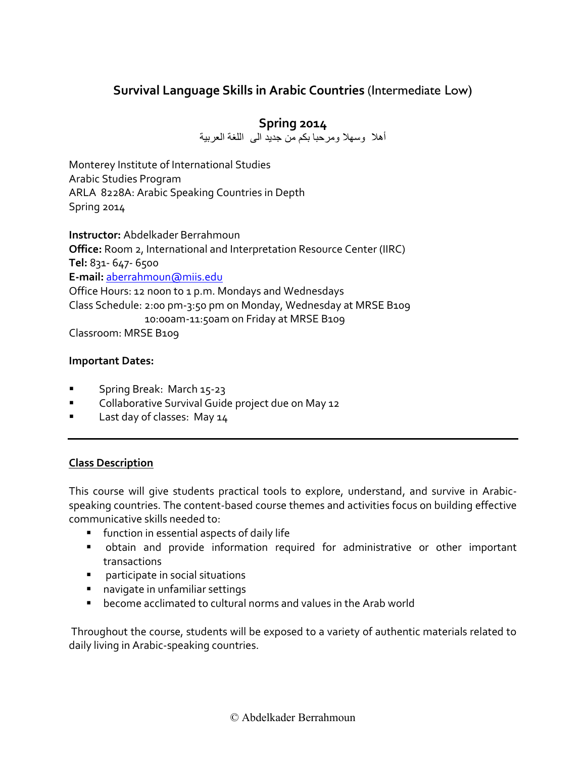## **Survival Language Skills in Arabic Countries** (Intermediate Low)

### Spring 2014

أهلا وسهلا ومرحبا بكم من جديد الى اللغة العربية

Monterey Institute of International Studies
Arabic Studies Program
ARLA 8228A: Arabic Speaking Countries in Depth
Spring 2014

**Instructor:** Abdelkader Berrahmoun
**Office:** Room 2, International and Interpretation Resource Center (IIRC)
**Tel:** 831- 647- 6500
**E-mail:** aberrahmoun@miis.edu
Office Hours: 12 noon to 1 p.m. Mondays and Wednesdays
Class Schedule: 2:00 pm-3:50 pm on Monday, Wednesday at MRSE B109
10:00am-11:50am on Friday at MRSE B109
Classroom: MRSE B109

**Important Dates:**

- Spring Break: March 15-23
- Collaborative Survival Guide project due on May 12
- Last day of classes: May 14

---

**Class Description**

This course will give students practical tools to explore, understand, and survive in Arabic-speaking countries. The content-based course themes and activities focus on building effective communicative skills needed to:

- function in essential aspects of daily life
- obtain and provide information required for administrative or other important transactions
- participate in social situations
- navigate in unfamiliar settings
- become acclimated to cultural norms and values in the Arab world

Throughout the course, students will be exposed to a variety of authentic materials related to daily living in Arabic-speaking countries.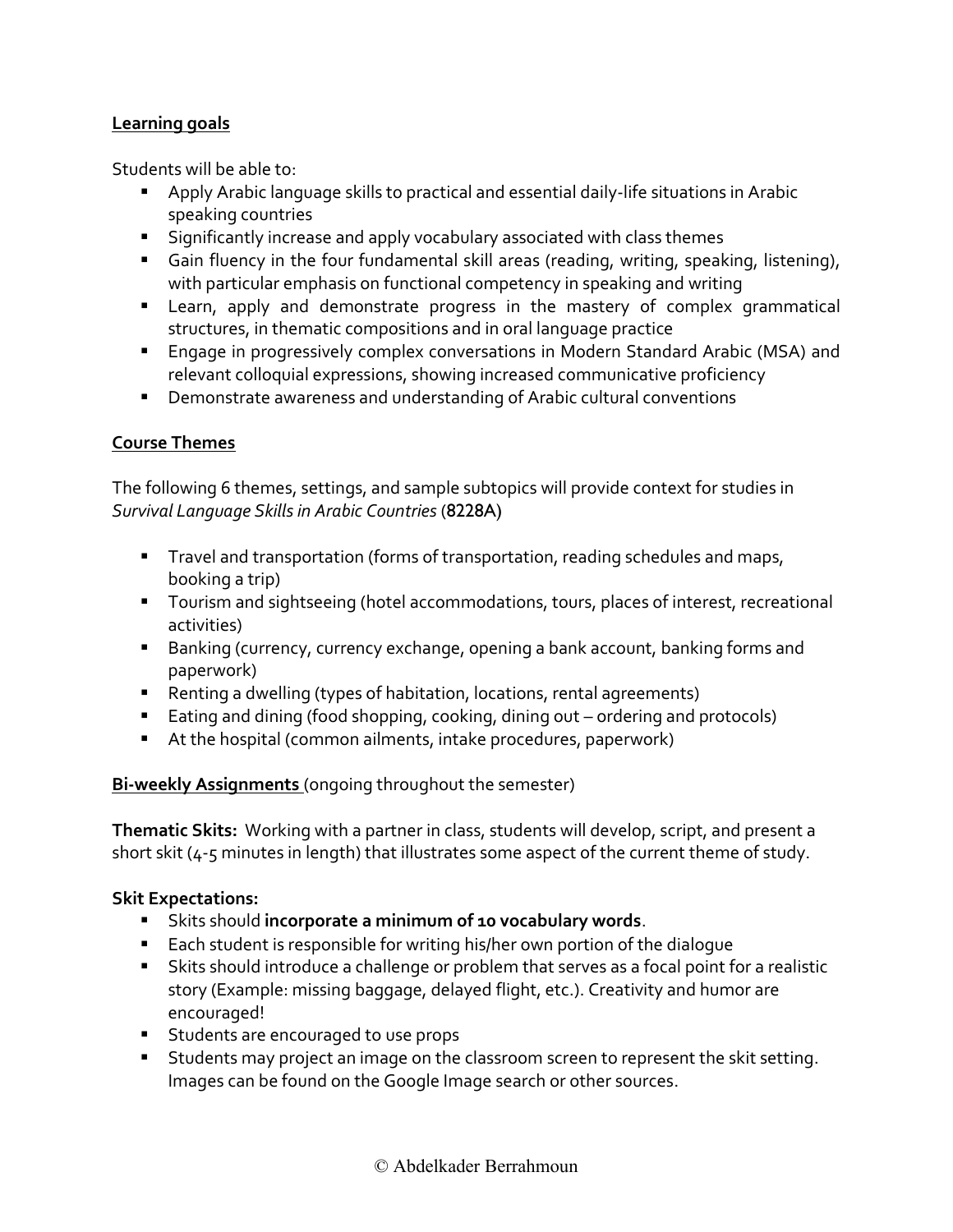## Learning goals

Students will be able to:

- Apply Arabic language skills to practical and essential daily-life situations in Arabic speaking countries
- Significantly increase and apply vocabulary associated with class themes
- Gain fluency in the four fundamental skill areas (reading, writing, speaking, listening), with particular emphasis on functional competency in speaking and writing
- Learn, apply and demonstrate progress in the mastery of complex grammatical structures, in thematic compositions and in oral language practice
- Engage in progressively complex conversations in Modern Standard Arabic (MSA) and relevant colloquial expressions, showing increased communicative proficiency
- Demonstrate awareness and understanding of Arabic cultural conventions

## Course Themes

The following 6 themes, settings, and sample subtopics will provide context for studies in *Survival Language Skills in Arabic Countries* (8228A)

- Travel and transportation (forms of transportation, reading schedules and maps, booking a trip)
- Tourism and sightseeing (hotel accommodations, tours, places of interest, recreational activities)
- Banking (currency, currency exchange, opening a bank account, banking forms and paperwork)
- Renting a dwelling (types of habitation, locations, rental agreements)
- Eating and dining (food shopping, cooking, dining out – ordering and protocols)
- At the hospital (common ailments, intake procedures, paperwork)

**Bi-weekly Assignments** (ongoing throughout the semester)

**Thematic Skits:** Working with a partner in class, students will develop, script, and present a short skit (4-5 minutes in length) that illustrates some aspect of the current theme of study.

**Skit Expectations:**

- Skits should **incorporate a minimum of 10 vocabulary words**.
- Each student is responsible for writing his/her own portion of the dialogue
- Skits should introduce a challenge or problem that serves as a focal point for a realistic story (Example: missing baggage, delayed flight, etc.). Creativity and humor are encouraged!
- Students are encouraged to use props
- Students may project an image on the classroom screen to represent the skit setting. Images can be found on the Google Image search or other sources.

© Abdelkader Berrahmoun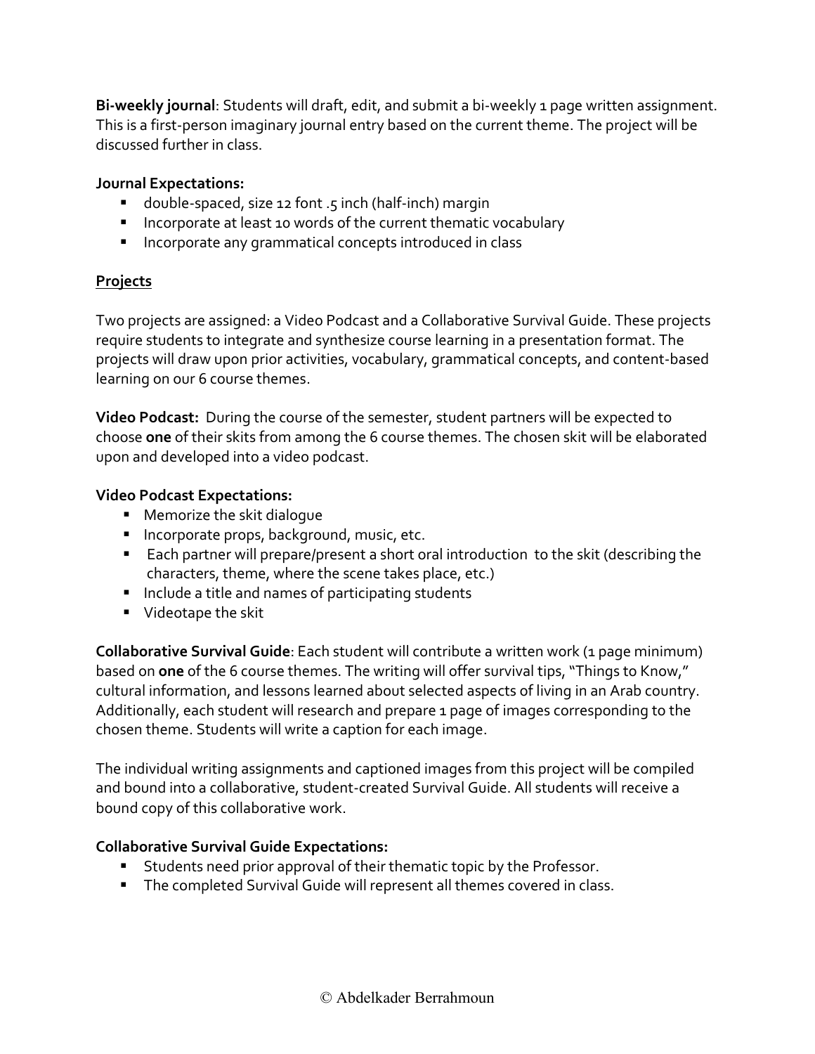**Bi-weekly journal**: Students will draft, edit, and submit a bi-weekly 1 page written assignment. This is a first-person imaginary journal entry based on the current theme. The project will be discussed further in class.

**Journal Expectations:**

- double-spaced, size 12 font .5 inch (half-inch) margin
- Incorporate at least 10 words of the current thematic vocabulary
- Incorporate any grammatical concepts introduced in class

**<u>Projects</u>**

Two projects are assigned: a Video Podcast and a Collaborative Survival Guide. These projects require students to integrate and synthesize course learning in a presentation format. The projects will draw upon prior activities, vocabulary, grammatical concepts, and content-based learning on our 6 course themes.

**Video Podcast:** During the course of the semester, student partners will be expected to choose **one** of their skits from among the 6 course themes. The chosen skit will be elaborated upon and developed into a video podcast.

**Video Podcast Expectations:**

- Memorize the skit dialogue
- Incorporate props, background, music, etc.
- Each partner will prepare/present a short oral introduction to the skit (describing the characters, theme, where the scene takes place, etc.)
- Include a title and names of participating students
- Videotape the skit

**Collaborative Survival Guide**: Each student will contribute a written work (1 page minimum) based on **one** of the 6 course themes. The writing will offer survival tips, "Things to Know," cultural information, and lessons learned about selected aspects of living in an Arab country. Additionally, each student will research and prepare 1 page of images corresponding to the chosen theme. Students will write a caption for each image.

The individual writing assignments and captioned images from this project will be compiled and bound into a collaborative, student-created Survival Guide. All students will receive a bound copy of this collaborative work.

**Collaborative Survival Guide Expectations:**

- Students need prior approval of their thematic topic by the Professor.
- The completed Survival Guide will represent all themes covered in class.

© Abdelkader Berrahmoun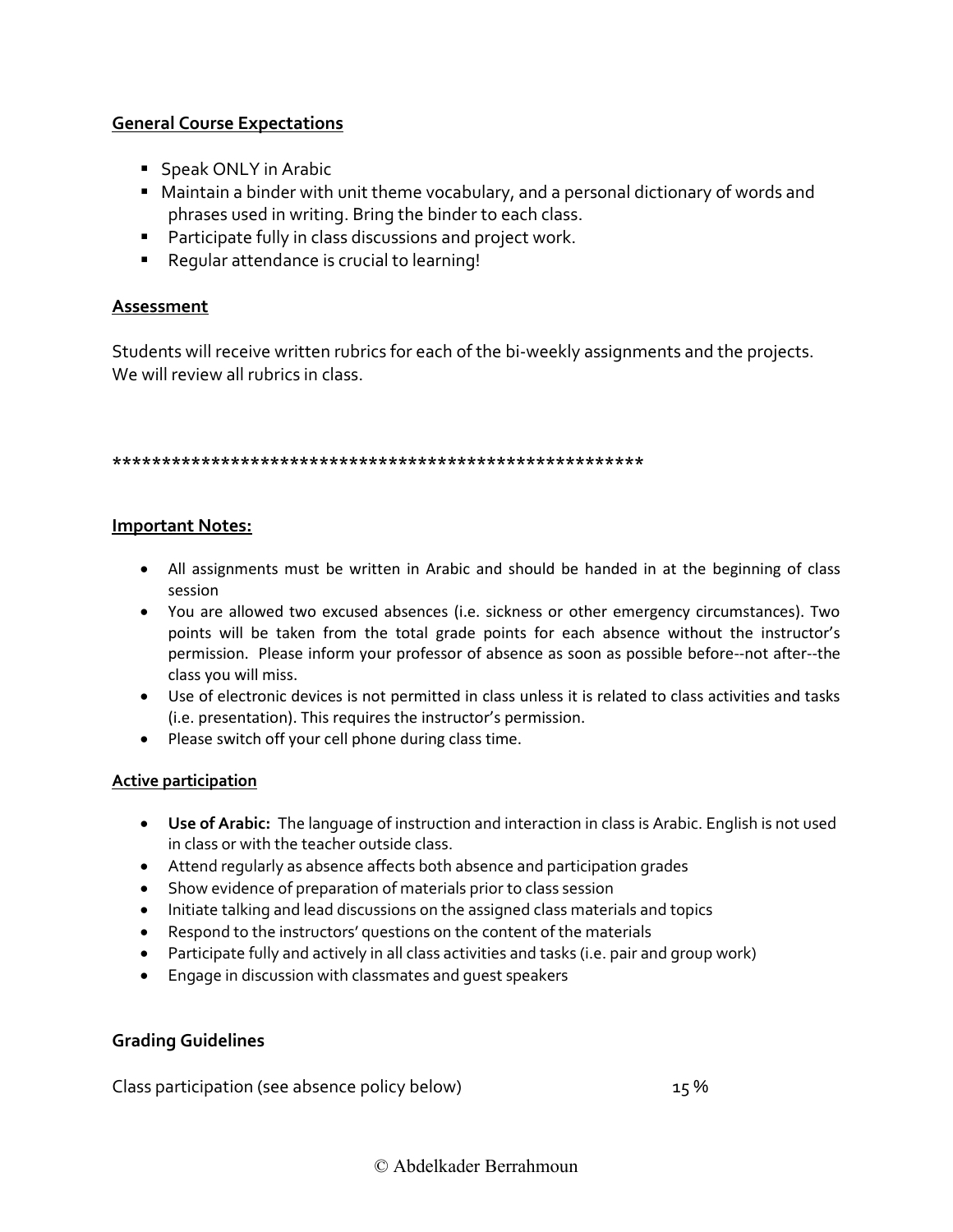**General Course Expectations**

- Speak ONLY in Arabic
- Maintain a binder with unit theme vocabulary, and a personal dictionary of words and phrases used in writing. Bring the binder to each class.
- Participate fully in class discussions and project work.
- Regular attendance is crucial to learning!

**Assessment**

Students will receive written rubrics for each of the bi-weekly assignments and the projects. We will review all rubrics in class.

*****************************************************

**Important Notes:**

- All assignments must be written in Arabic and should be handed in at the beginning of class session
- You are allowed two excused absences (i.e. sickness or other emergency circumstances). Two points will be taken from the total grade points for each absence without the instructor's permission. Please inform your professor of absence as soon as possible before--not after--the class you will miss.
- Use of electronic devices is not permitted in class unless it is related to class activities and tasks (i.e. presentation). This requires the instructor's permission.
- Please switch off your cell phone during class time.

**Active participation**

- **Use of Arabic:** The language of instruction and interaction in class is Arabic. English is not used in class or with the teacher outside class.
- Attend regularly as absence affects both absence and participation grades
- Show evidence of preparation of materials prior to class session
- Initiate talking and lead discussions on the assigned class materials and topics
- Respond to the instructors' questions on the content of the materials
- Participate fully and actively in all class activities and tasks (i.e. pair and group work)
- Engage in discussion with classmates and guest speakers

**Grading Guidelines**

Class participation (see absence policy below) 15 %

© Abdelkader Berrahmoun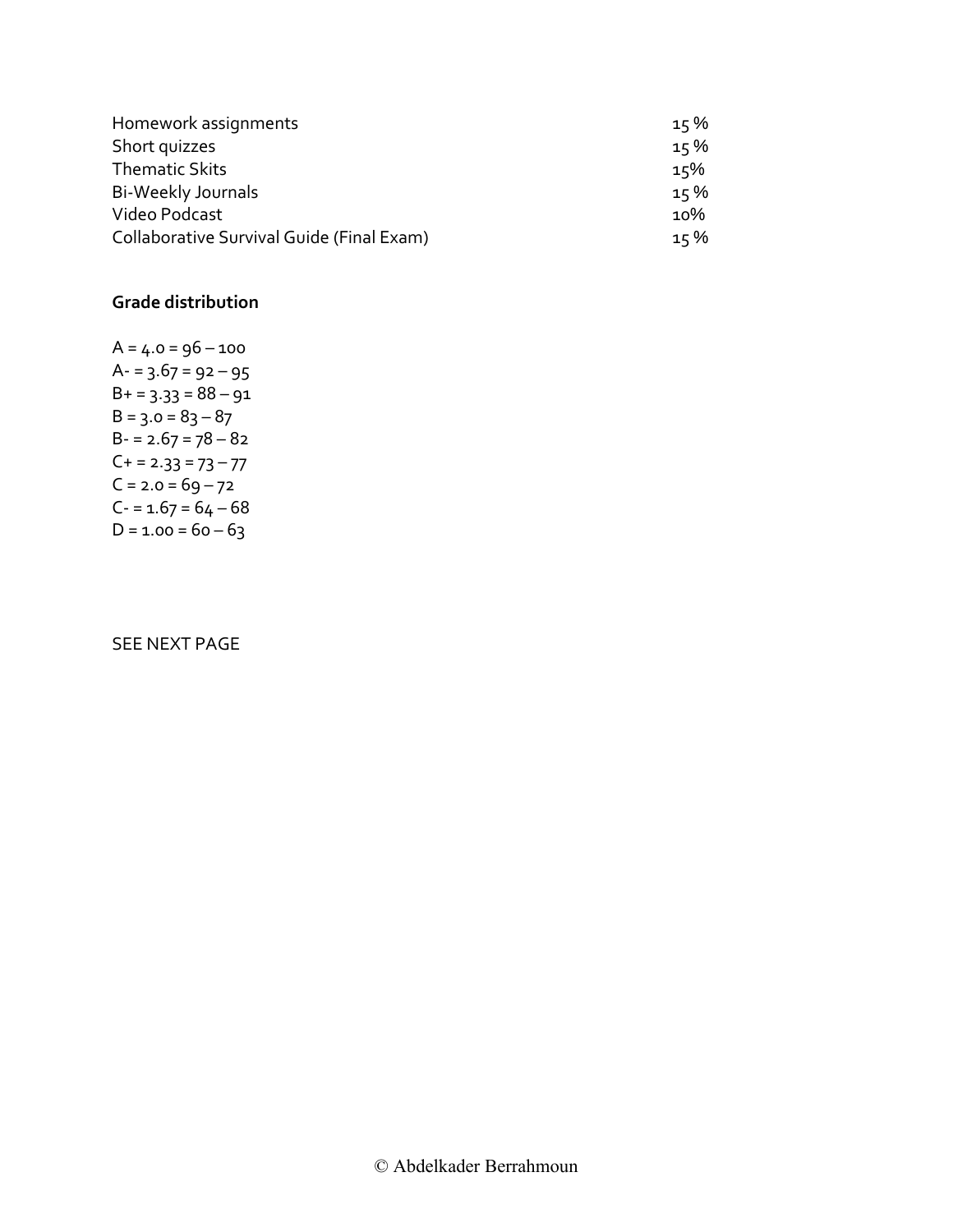| | |
|---|---|
| Homework assignments | 15 % |
| Short quizzes | 15 % |
| Thematic Skits | 15% |
| Bi-Weekly Journals | 15 % |
| Video Podcast | 10% |
| Collaborative Survival Guide (Final Exam) | 15 % |

**Grade distribution**

A = 4.0 = 96 – 100
A- = 3.67 = 92 – 95
B+ = 3.33 = 88 – 91
B = 3.0 = 83 – 87
B- = 2.67 = 78 – 82
C+ = 2.33 = 73 – 77
C = 2.0 = 69 – 72
C- = 1.67 = 64 – 68
D = 1.00 = 60 – 63

SEE NEXT PAGE

© Abdelkader Berrahmoun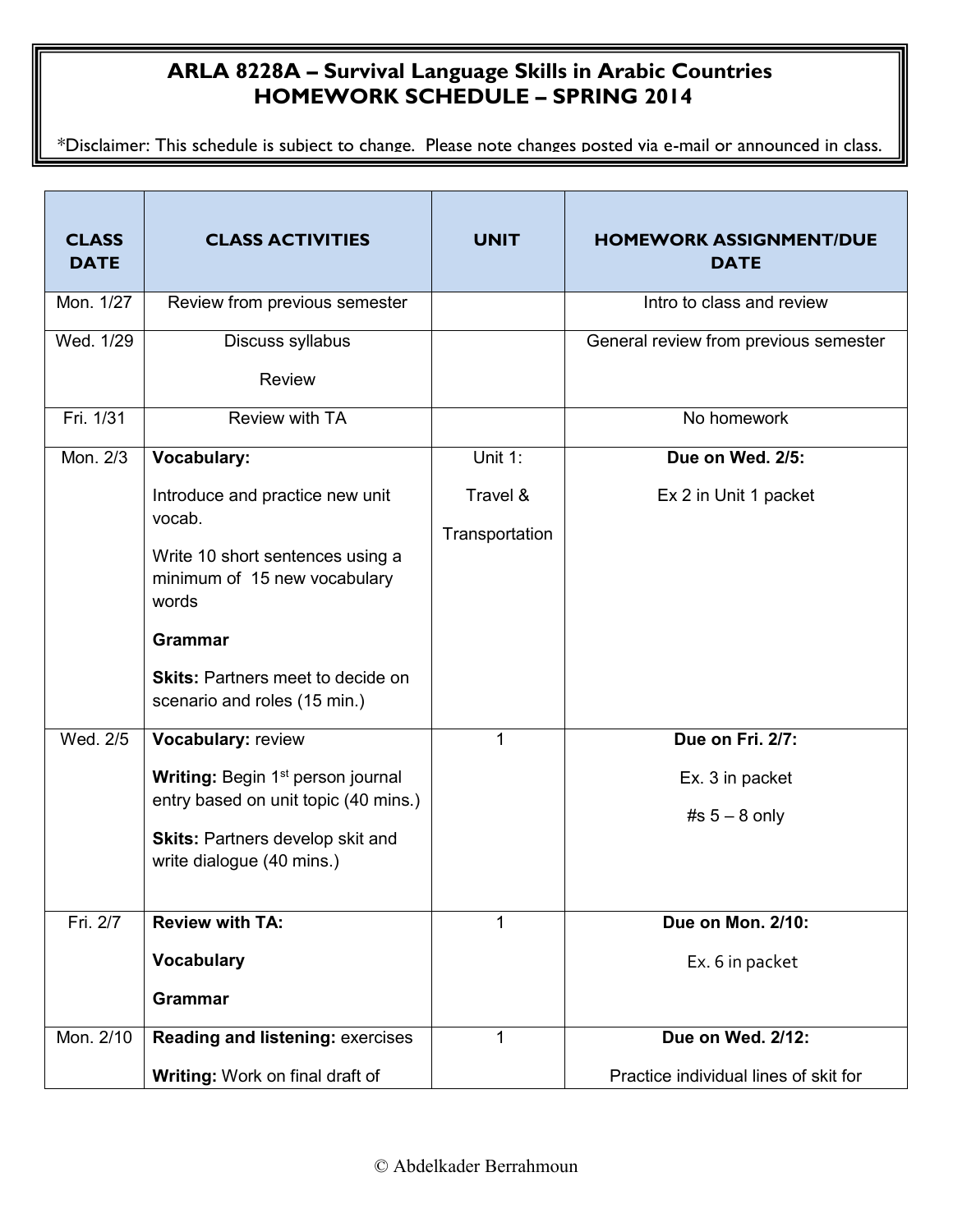# ARLA 8228A – Survival Language Skills in Arabic Countries
# HOMEWORK SCHEDULE – SPRING 2014

*Disclaimer: This schedule is subject to change. Please note changes posted via e-mail or announced in class.

| CLASS DATE | CLASS ACTIVITIES | UNIT | HOMEWORK ASSIGNMENT/DUE DATE |
| --- | --- | --- | --- |
| Mon. 1/27 | Review from previous semester | | Intro to class and review |
| Wed. 1/29 | Discuss syllabus<br>Review | | General review from previous semester |
| Fri. 1/31 | Review with TA | | No homework |
| Mon. 2/3 | **Vocabulary:**<br>Introduce and practice new unit vocab.<br>Write 10 short sentences using a minimum of 15 new vocabulary words<br>**Grammar**<br>**Skits:** Partners meet to decide on scenario and roles (15 min.) | Unit 1:<br>Travel &<br>Transportation | **Due on Wed. 2/5:**<br>Ex 2 in Unit 1 packet |
| Wed. 2/5 | **Vocabulary:** review<br>**Writing:** Begin 1st person journal entry based on unit topic (40 mins.)<br>**Skits:** Partners develop skit and write dialogue (40 mins.) | 1 | **Due on Fri. 2/7:**<br>Ex. 3 in packet<br>#s 5 – 8 only |
| Fri. 2/7 | **Review with TA:**<br>**Vocabulary**<br>**Grammar** | 1 | **Due on Mon. 2/10:**<br>Ex. 6 in packet |
| Mon. 2/10 | **Reading and listening:** exercises<br>**Writing:** Work on final draft of | 1 | **Due on Wed. 2/12:**<br>Practice individual lines of skit for |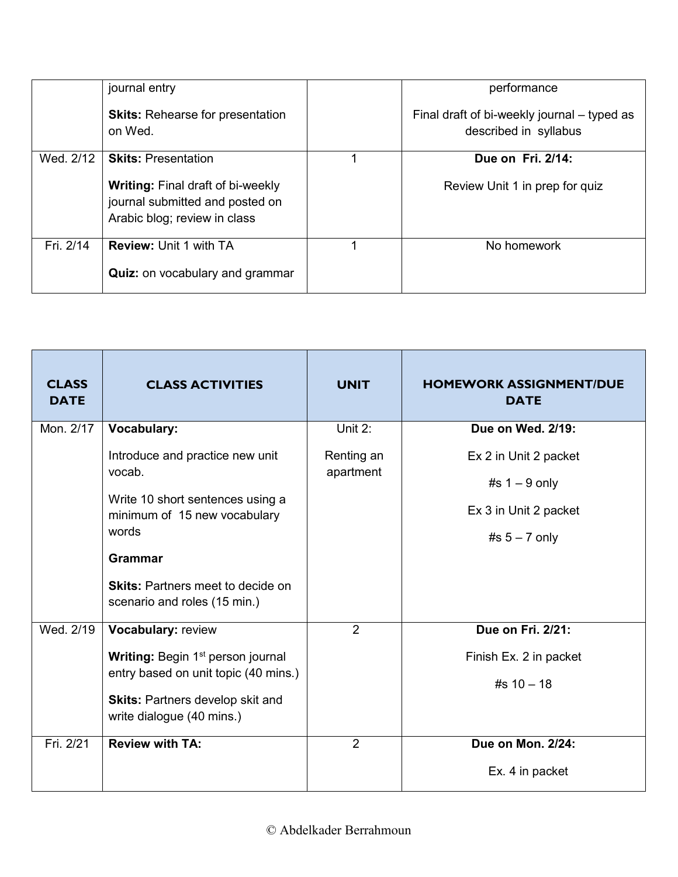| | | | |
|---|---|---|---|
| | journal entry<br><br>**Skits:** Rehearse for presentation on Wed. | | performance<br><br>Final draft of bi-weekly journal – typed as described in syllabus |
| Wed. 2/12 | **Skits:** Presentation<br><br>**Writing:** Final draft of bi-weekly journal submitted and posted on Arabic blog; review in class | 1 | **Due on Fri. 2/14:**<br><br>Review Unit 1 in prep for quiz |
| Fri. 2/14 | **Review:** Unit 1 with TA<br><br>**Quiz:** on vocabulary and grammar | 1 | No homework |

| CLASS DATE | CLASS ACTIVITIES | UNIT | HOMEWORK ASSIGNMENT/DUE DATE |
|---|---|---|---|
| Mon. 2/17 | **Vocabulary:**<br><br>Introduce and practice new unit vocab.<br><br>Write 10 short sentences using a minimum of 15 new vocabulary words<br><br>**Grammar**<br><br>**Skits:** Partners meet to decide on scenario and roles (15 min.) | Unit 2:<br><br>Renting an apartment | **Due on Wed. 2/19:**<br><br>Ex 2 in Unit 2 packet<br><br>#s 1 – 9 only<br><br>Ex 3 in Unit 2 packet<br><br>#s 5 – 7 only |
| Wed. 2/19 | **Vocabulary:** review<br><br>**Writing:** Begin 1st person journal entry based on unit topic (40 mins.)<br><br>**Skits:** Partners develop skit and write dialogue (40 mins.) | 2 | **Due on Fri. 2/21:**<br><br>Finish Ex. 2 in packet<br><br>#s 10 – 18 |
| Fri. 2/21 | **Review with TA:** | 2 | **Due on Mon. 2/24:**<br><br>Ex. 4 in packet |

© Abdelkader Berrahmoun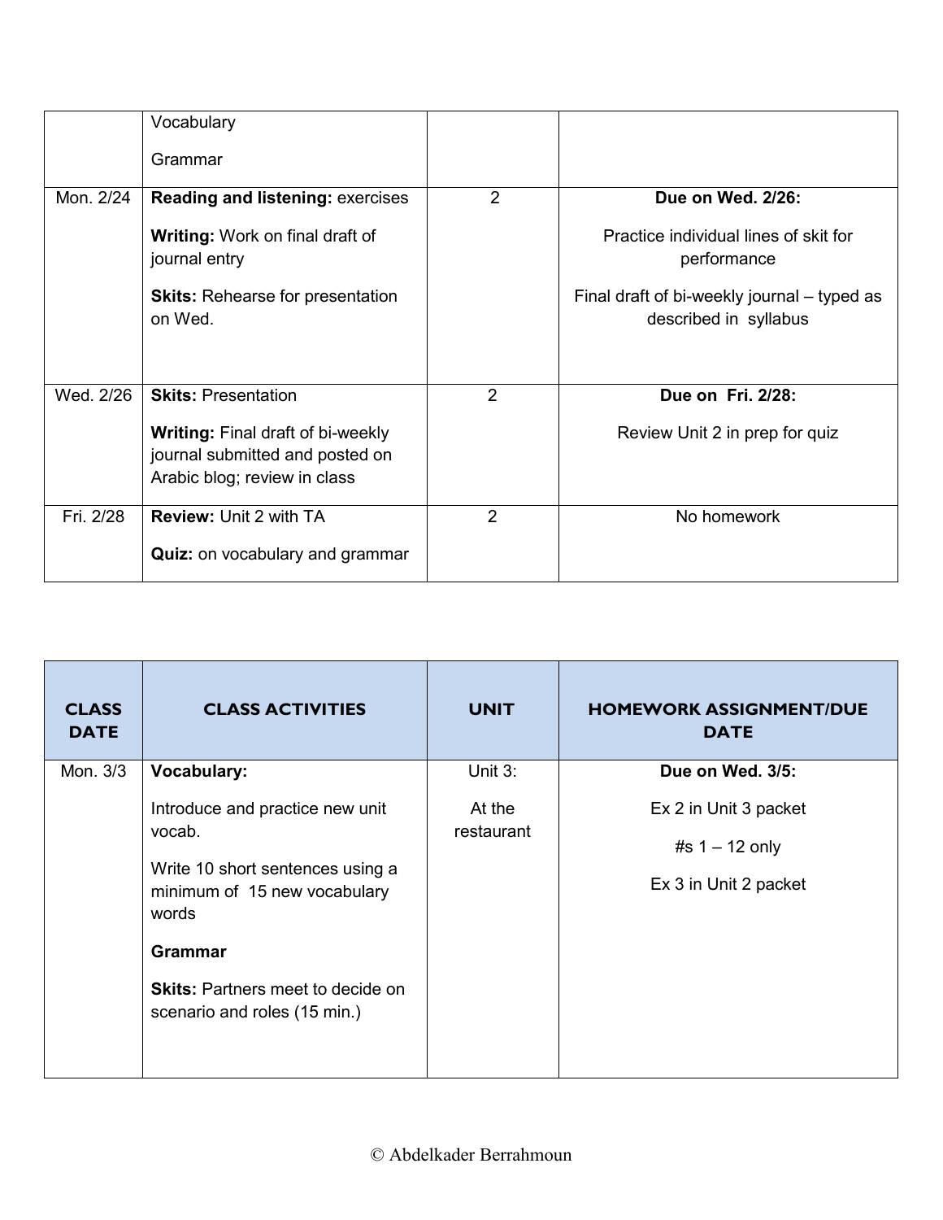| | | | |
|---|---|---|---|
| | Vocabulary<br><br>Grammar | | |
| Mon. 2/24 | **Reading and listening:** exercises<br><br>**Writing:** Work on final draft of journal entry<br><br>**Skits:** Rehearse for presentation on Wed. | 2 | **Due on Wed. 2/26:**<br><br>Practice individual lines of skit for performance<br><br>Final draft of bi-weekly journal – typed as described in syllabus |
| Wed. 2/26 | **Skits:** Presentation<br><br>**Writing:** Final draft of bi-weekly journal submitted and posted on Arabic blog; review in class | 2 | **Due on Fri. 2/28:**<br><br>Review Unit 2 in prep for quiz |
| Fri. 2/28 | **Review:** Unit 2 with TA<br><br>**Quiz:** on vocabulary and grammar | 2 | No homework |

| CLASS DATE | CLASS ACTIVITIES | UNIT | HOMEWORK ASSIGNMENT/DUE DATE |
|---|---|---|---|
| Mon. 3/3 | **Vocabulary:**<br><br>Introduce and practice new unit vocab.<br><br>Write 10 short sentences using a minimum of 15 new vocabulary words<br><br>**Grammar**<br><br>**Skits:** Partners meet to decide on scenario and roles (15 min.) | Unit 3:<br><br>At the restaurant | **Due on Wed. 3/5:**<br><br>Ex 2 in Unit 3 packet<br><br>#s 1 – 12 only<br><br>Ex 3 in Unit 2 packet |

© Abdelkader Berrahmoun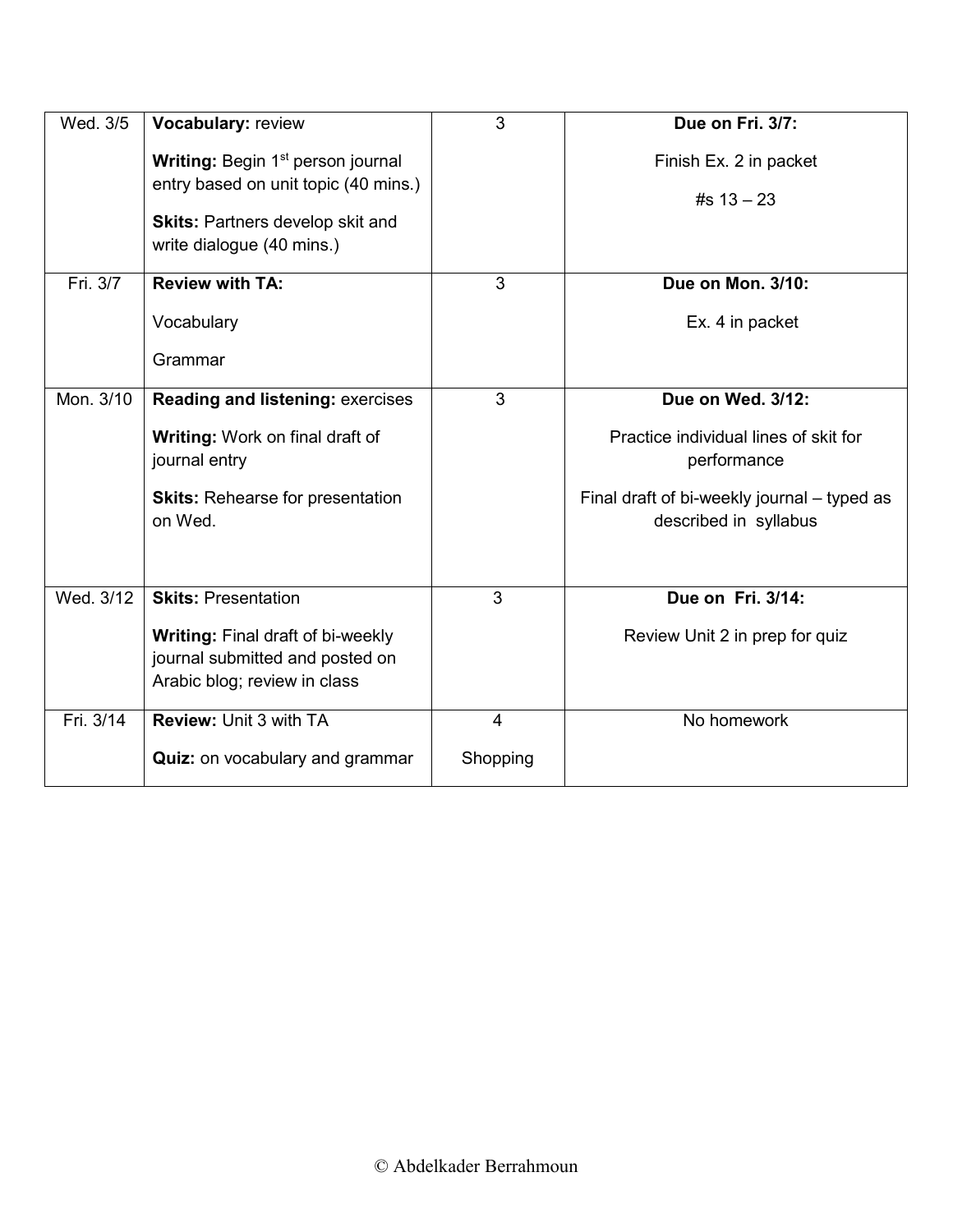| | | | |
|---|---|---|---|
| Wed. 3/5 | **Vocabulary:** review<br><br>**Writing:** Begin 1st person journal entry based on unit topic (40 mins.)<br><br>**Skits:** Partners develop skit and write dialogue (40 mins.) | 3 | **Due on Fri. 3/7:**<br><br>Finish Ex. 2 in packet<br><br>#s 13 – 23 |
| Fri. 3/7 | **Review with TA:**<br><br>Vocabulary<br><br>Grammar | 3 | **Due on Mon. 3/10:**<br><br>Ex. 4 in packet |
| Mon. 3/10 | **Reading and listening:** exercises<br><br>**Writing:** Work on final draft of journal entry<br><br>**Skits:** Rehearse for presentation on Wed. | 3 | **Due on Wed. 3/12:**<br><br>Practice individual lines of skit for performance<br><br>Final draft of bi-weekly journal – typed as described in syllabus |
| Wed. 3/12 | **Skits:** Presentation<br><br>**Writing:** Final draft of bi-weekly journal submitted and posted on Arabic blog; review in class | 3 | **Due on Fri. 3/14:**<br><br>Review Unit 2 in prep for quiz |
| Fri. 3/14 | **Review:** Unit 3 with TA<br><br>**Quiz:** on vocabulary and grammar | 4<br><br>Shopping | No homework |

© Abdelkader Berrahmoun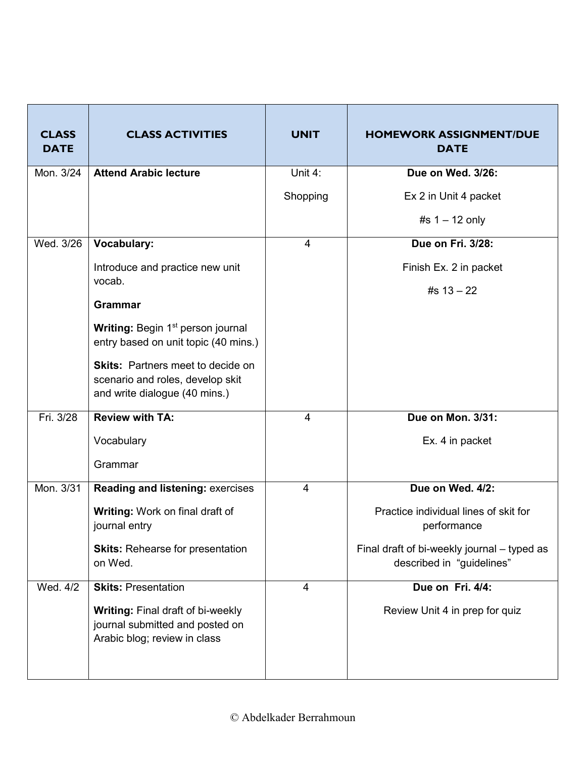| CLASS DATE | CLASS ACTIVITIES | UNIT | HOMEWORK ASSIGNMENT/DUE DATE |
| --- | --- | --- | --- |
| Mon. 3/24 | **Attend Arabic lecture** | Unit 4: Shopping | **Due on Wed. 3/26:** Ex 2 in Unit 4 packet #s 1 – 12 only |
| Wed. 3/26 | **Vocabulary:** Introduce and practice new unit vocab. **Grammar** **Writing:** Begin 1st person journal entry based on unit topic (40 mins.) **Skits:** Partners meet to decide on scenario and roles, develop skit and write dialogue (40 mins.) | 4 | **Due on Fri. 3/28:** Finish Ex. 2 in packet #s 13 – 22 |
| Fri. 3/28 | **Review with TA:** Vocabulary Grammar | 4 | **Due on Mon. 3/31:** Ex. 4 in packet |
| Mon. 3/31 | **Reading and listening:** exercises **Writing:** Work on final draft of journal entry **Skits:** Rehearse for presentation on Wed. | 4 | **Due on Wed. 4/2:** Practice individual lines of skit for performance Final draft of bi-weekly journal – typed as described in "guidelines" |
| Wed. 4/2 | **Skits:** Presentation **Writing:** Final draft of bi-weekly journal submitted and posted on Arabic blog; review in class | 4 | **Due on Fri. 4/4:** Review Unit 4 in prep for quiz |

© Abdelkader Berrahmoun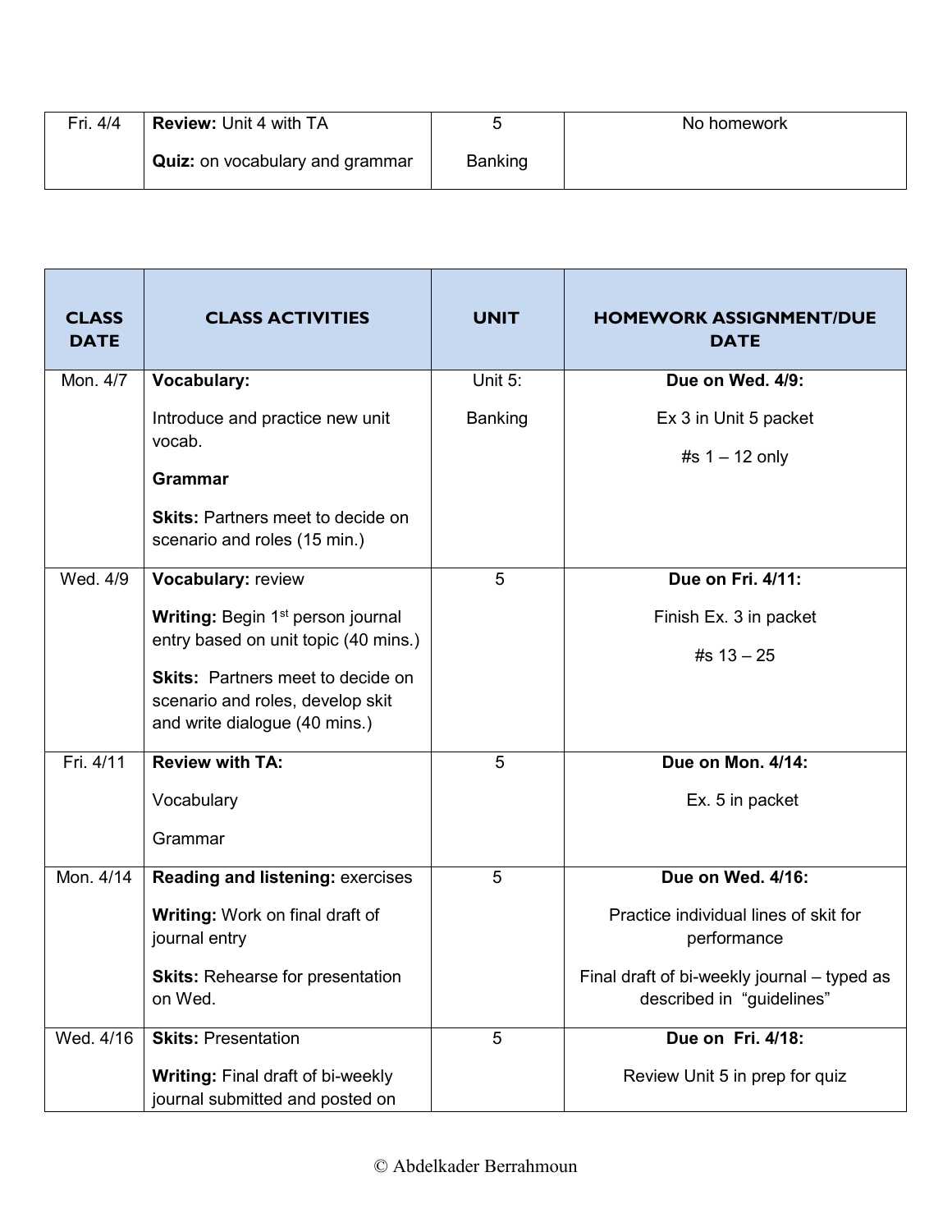| Fri. 4/4 | **Review:** Unit 4 with TA<br><br>**Quiz:** on vocabulary and grammar | 5<br><br>Banking | No homework |
|---|---|---|---|

| CLASS DATE | CLASS ACTIVITIES | UNIT | HOMEWORK ASSIGNMENT/DUE DATE |
|---|---|---|---|
| Mon. 4/7 | **Vocabulary:**<br><br>Introduce and practice new unit vocab.<br><br>**Grammar**<br><br>**Skits:** Partners meet to decide on scenario and roles (15 min.) | Unit 5:<br><br>Banking | **Due on Wed. 4/9:**<br><br>Ex 3 in Unit 5 packet<br><br>#s 1 – 12 only |
| Wed. 4/9 | **Vocabulary:** review<br><br>**Writing:** Begin 1st person journal entry based on unit topic (40 mins.)<br><br>**Skits:** Partners meet to decide on scenario and roles, develop skit and write dialogue (40 mins.) | 5 | **Due on Fri. 4/11:**<br><br>Finish Ex. 3 in packet<br><br>#s 13 – 25 |
| Fri. 4/11 | **Review with TA:**<br><br>Vocabulary<br><br>Grammar | 5 | **Due on Mon. 4/14:**<br><br>Ex. 5 in packet |
| Mon. 4/14 | **Reading and listening:** exercises<br><br>**Writing:** Work on final draft of journal entry<br><br>**Skits:** Rehearse for presentation on Wed. | 5 | **Due on Wed. 4/16:**<br><br>Practice individual lines of skit for performance<br><br>Final draft of bi-weekly journal – typed as described in "guidelines" |
| Wed. 4/16 | **Skits:** Presentation<br><br>**Writing:** Final draft of bi-weekly journal submitted and posted on | 5 | **Due on Fri. 4/18:**<br><br>Review Unit 5 in prep for quiz |

© Abdelkader Berrahmoun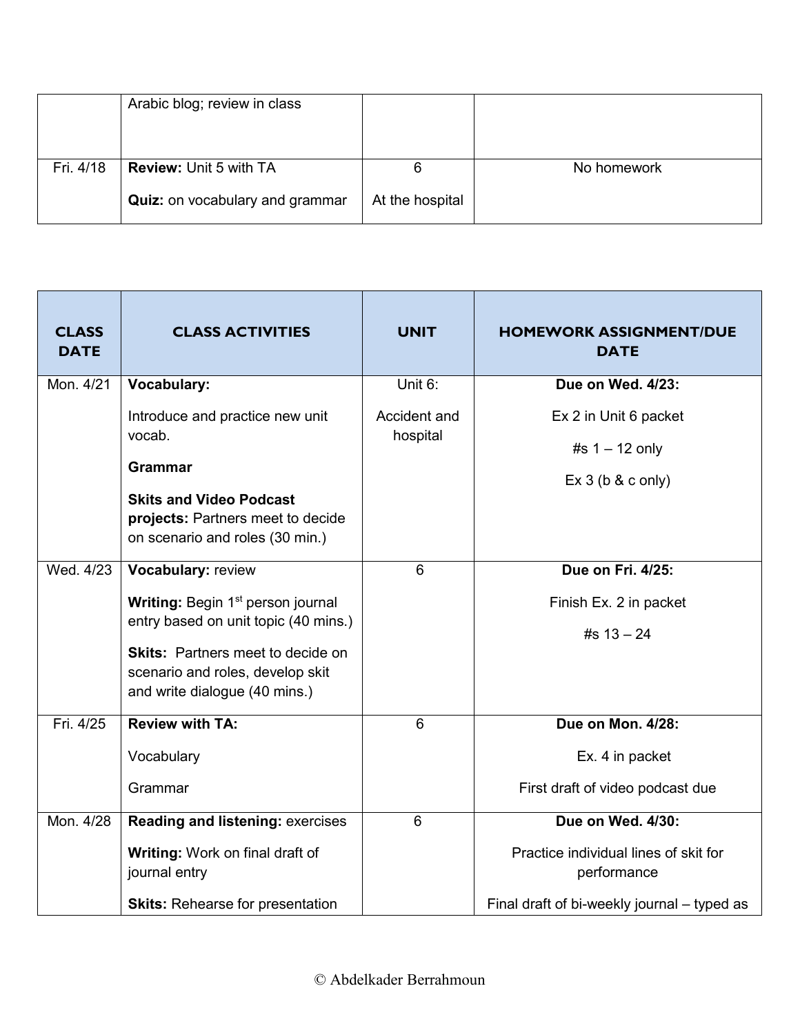| | | | |
|---|---|---|---|
| | Arabic blog; review in class | | |
| Fri. 4/18 | **Review:** Unit 5 with TA<br><br>**Quiz:** on vocabulary and grammar | 6<br><br>At the hospital | No homework |

| CLASS DATE | CLASS ACTIVITIES | UNIT | HOMEWORK ASSIGNMENT/DUE DATE |
|---|---|---|---|
| Mon. 4/21 | **Vocabulary:**<br><br>Introduce and practice new unit vocab.<br><br>**Grammar**<br><br>**Skits and Video Podcast projects:** Partners meet to decide on scenario and roles (30 min.) | Unit 6:<br><br>Accident and hospital | **Due on Wed. 4/23:**<br><br>Ex 2 in Unit 6 packet<br><br>#s 1 – 12 only<br><br>Ex 3 (b & c only) |
| Wed. 4/23 | **Vocabulary:** review<br><br>**Writing:** Begin 1st person journal entry based on unit topic (40 mins.)<br><br>**Skits:** Partners meet to decide on scenario and roles, develop skit and write dialogue (40 mins.) | 6 | **Due on Fri. 4/25:**<br><br>Finish Ex. 2 in packet<br><br>#s 13 – 24 |
| Fri. 4/25 | **Review with TA:**<br><br>Vocabulary<br><br>Grammar | 6 | **Due on Mon. 4/28:**<br><br>Ex. 4 in packet<br><br>First draft of video podcast due |
| Mon. 4/28 | **Reading and listening:** exercises<br><br>**Writing:** Work on final draft of journal entry<br><br>**Skits:** Rehearse for presentation | 6 | **Due on Wed. 4/30:**<br><br>Practice individual lines of skit for performance<br><br>Final draft of bi-weekly journal – typed as |

© Abdelkader Berrahmoun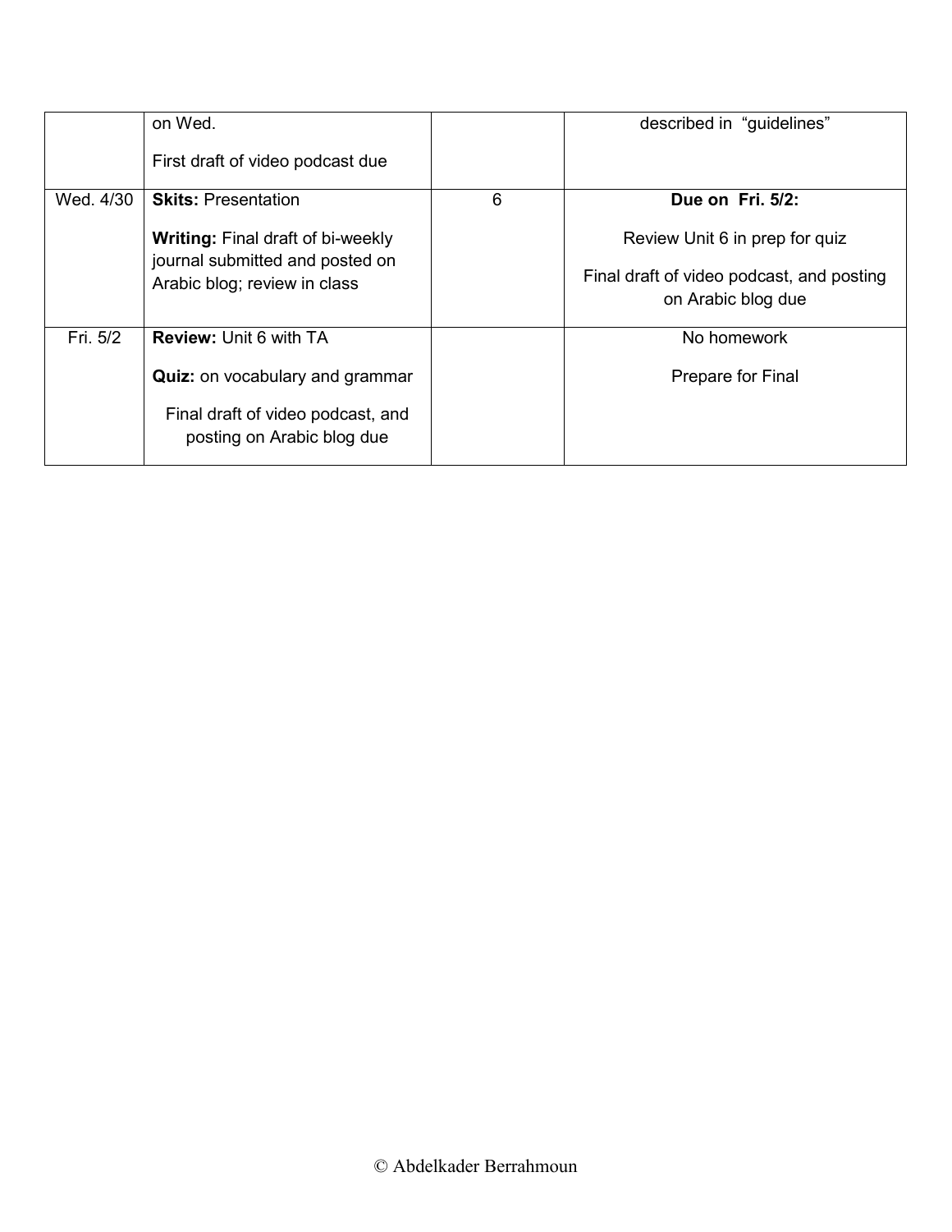| | | | |
|---|---|---|---|
| | on Wed.<br><br>First draft of video podcast due | | described in "guidelines" |
| Wed. 4/30 | **Skits:** Presentation<br><br>**Writing:** Final draft of bi-weekly journal submitted and posted on Arabic blog; review in class | 6 | **Due on Fri. 5/2:**<br><br>Review Unit 6 in prep for quiz<br><br>Final draft of video podcast, and posting on Arabic blog due |
| Fri. 5/2 | **Review:** Unit 6 with TA<br><br>**Quiz:** on vocabulary and grammar<br><br>Final draft of video podcast, and posting on Arabic blog due | | No homework<br><br>Prepare for Final |

© Abdelkader Berrahmoun